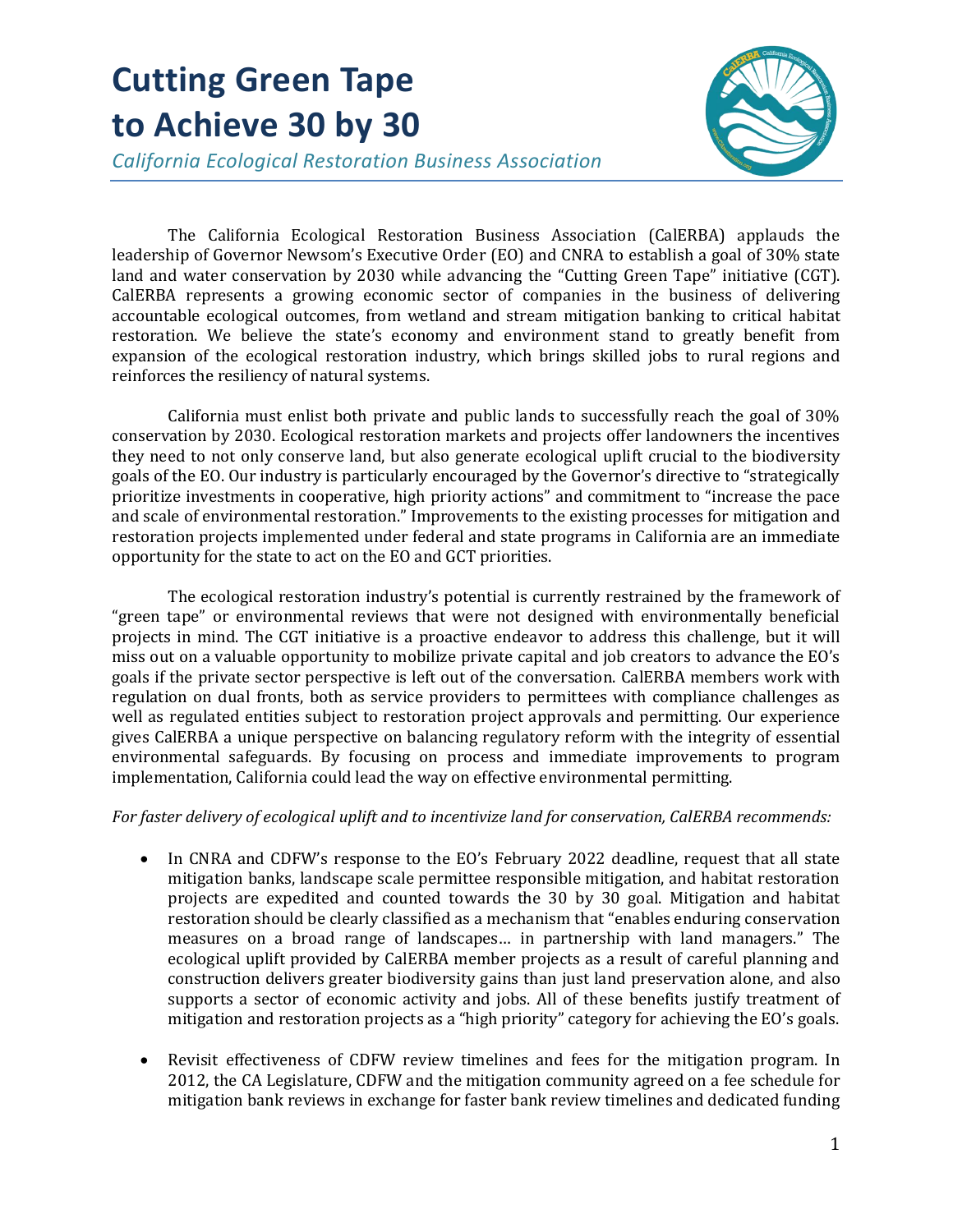# Cutting Green Tape to Achieve 30 by 30

*California Ecological Restoration Business Association*

The California Ecological Restoration Business Association (CalERBA) applauds the leadership of Governor Newsom's Executive Order (EO) and CNRA to establish a goal of 30% state land and water conservation by 2030 while advancing the "Cutting Green Tape" initiative (CGT). CalERBA represents a growing economic sector of companies in the business of delivering accountable ecological outcomes, from wetland and stream mitigation banking to critical habitat restoration. We believe the state's economy and environment stand to greatly benefit from expansion of the ecological restoration industry, which brings skilled jobs to rural regions and reinforces the resiliency of natural systems.

California must enlist both private and public lands to successfully reach the goal of 30% conservation by 2030. Ecological restoration markets and projects offer landowners the incentives they need to not only conserve land, but also generate ecological uplift crucial to the biodiversity goals of the EO. Our industry is particularly encouraged by the Governor's directive to "strategically prioritize investments in cooperative, high priority actions" and commitment to "increase the pace and scale of environmental restoration." Improvements to the existing processes for mitigation and restoration projects implemented under federal and state programs in California are an immediate opportunity for the state to act on the EO and GCT priorities.

The ecological restoration industry's potential is currently restrained by the framework of "green tape" or environmental reviews that were not designed with environmentally beneficial projects in mind. The CGT initiative is a proactive endeavor to address this challenge, but it will miss out on a valuable opportunity to mobilize private capital and job creators to advance the EO's goals if the private sector perspective is left out of the conversation. CalERBA members work with regulation on dual fronts, both as service providers to permittees with compliance challenges as well as regulated entities subject to restoration project approvals and permitting. Our experience gives CalERBA a unique perspective on balancing regulatory reform with the integrity of essential environmental safeguards. By focusing on process and immediate improvements to program implementation, California could lead the way on effective environmental permitting.

*For faster delivery of ecological uplift and to incentivize land for conservation, CalERBA recommends:*

- In CNRA and CDFW's response to the EO's February 2022 deadline, request that all state mitigation banks, landscape scale permittee responsible mitigation, and habitat restoration projects are expedited and counted towards the 30 by 30 goal. Mitigation and habitat restoration should be clearly classified as a mechanism that "enables enduring conservation measures on a broad range of landscapes… in partnership with land managers." The ecological uplift provided by CalERBA member projects as a result of careful planning and construction delivers greater biodiversity gains than just land preservation alone, and also supports a sector of economic activity and jobs. All of these benefits justify treatment of mitigation and restoration projects as a "high priority" category for achieving the EO's goals.

- Revisit effectiveness of CDFW review timelines and fees for the mitigation program. In 2012, the CA Legislature, CDFW and the mitigation community agreed on a fee schedule for mitigation bank reviews in exchange for faster bank review timelines and dedicated funding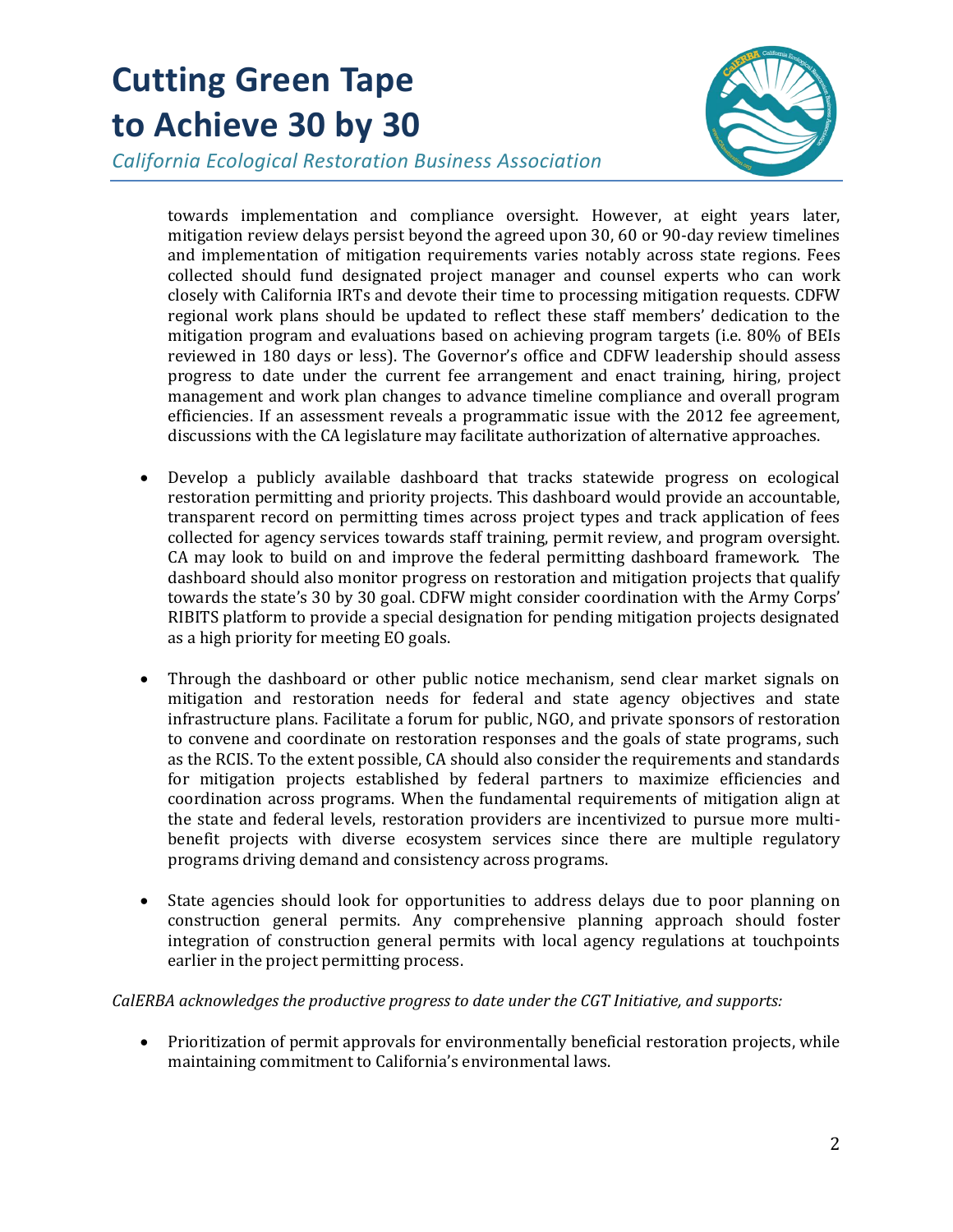towards implementation and compliance oversight. However, at eight years later, mitigation review delays persist beyond the agreed upon 30, 60 or 90-day review timelines and implementation of mitigation requirements varies notably across state regions. Fees collected should fund designated project manager and counsel experts who can work closely with California IRTs and devote their time to processing mitigation requests. CDFW regional work plans should be updated to reflect these staff members' dedication to the mitigation program and evaluations based on achieving program targets (i.e. 80% of BEIs reviewed in 180 days or less). The Governor's office and CDFW leadership should assess progress to date under the current fee arrangement and enact training, hiring, project management and work plan changes to advance timeline compliance and overall program efficiencies. If an assessment reveals a programmatic issue with the 2012 fee agreement, discussions with the CA legislature may facilitate authorization of alternative approaches.

- Develop a publicly available dashboard that tracks statewide progress on ecological restoration permitting and priority projects. This dashboard would provide an accountable, transparent record on permitting times across project types and track application of fees collected for agency services towards staff training, permit review, and program oversight. CA may look to build on and improve the federal permitting dashboard framework. The dashboard should also monitor progress on restoration and mitigation projects that qualify towards the state's 30 by 30 goal. CDFW might consider coordination with the Army Corps' RIBITS platform to provide a special designation for pending mitigation projects designated as a high priority for meeting EO goals.

- Through the dashboard or other public notice mechanism, send clear market signals on mitigation and restoration needs for federal and state agency objectives and state infrastructure plans. Facilitate a forum for public, NGO, and private sponsors of restoration to convene and coordinate on restoration responses and the goals of state programs, such as the RCIS. To the extent possible, CA should also consider the requirements and standards for mitigation projects established by federal partners to maximize efficiencies and coordination across programs. When the fundamental requirements of mitigation align at the state and federal levels, restoration providers are incentivized to pursue more multi-benefit projects with diverse ecosystem services since there are multiple regulatory programs driving demand and consistency across programs.

- State agencies should look for opportunities to address delays due to poor planning on construction general permits. Any comprehensive planning approach should foster integration of construction general permits with local agency regulations at touchpoints earlier in the project permitting process.

*CalERBA acknowledges the productive progress to date under the CGT Initiative, and supports:*

- Prioritization of permit approvals for environmentally beneficial restoration projects, while maintaining commitment to California's environmental laws.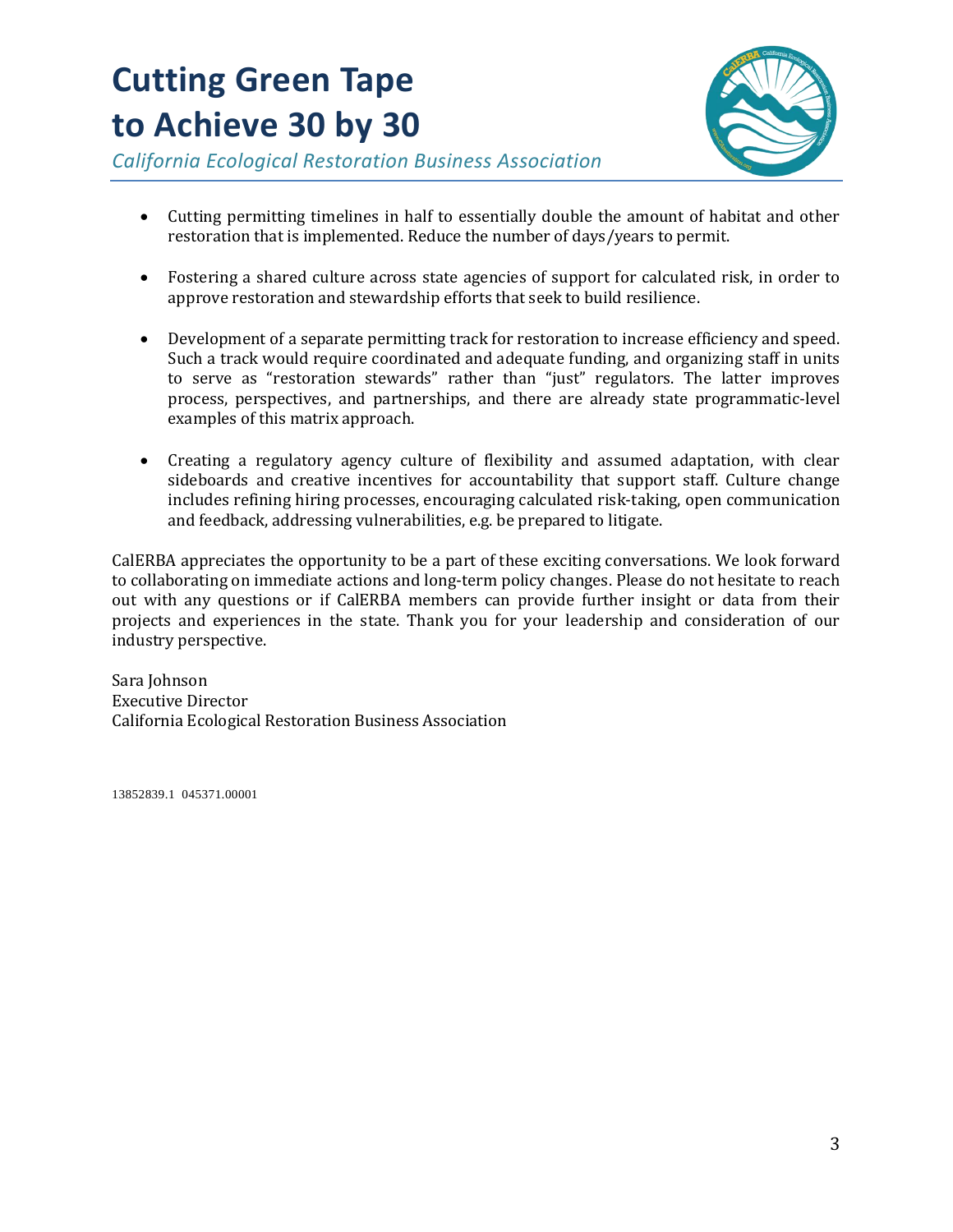# Cutting Green Tape to Achieve 30 by 30

*California Ecological Restoration Business Association*

- Cutting permitting timelines in half to essentially double the amount of habitat and other restoration that is implemented. Reduce the number of days/years to permit.

- Fostering a shared culture across state agencies of support for calculated risk, in order to approve restoration and stewardship efforts that seek to build resilience.

- Development of a separate permitting track for restoration to increase efficiency and speed. Such a track would require coordinated and adequate funding, and organizing staff in units to serve as "restoration stewards" rather than "just" regulators. The latter improves process, perspectives, and partnerships, and there are already state programmatic-level examples of this matrix approach.

- Creating a regulatory agency culture of flexibility and assumed adaptation, with clear sideboards and creative incentives for accountability that support staff. Culture change includes refining hiring processes, encouraging calculated risk-taking, open communication and feedback, addressing vulnerabilities, e.g. be prepared to litigate.

CalERBA appreciates the opportunity to be a part of these exciting conversations. We look forward to collaborating on immediate actions and long-term policy changes. Please do not hesitate to reach out with any questions or if CalERBA members can provide further insight or data from their projects and experiences in the state. Thank you for your leadership and consideration of our industry perspective.

Sara Johnson
Executive Director
California Ecological Restoration Business Association

13852839.1 045371.00001